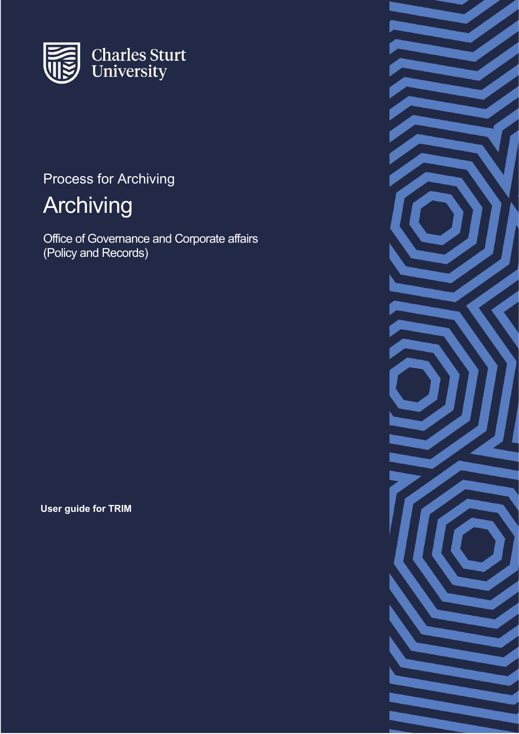Charles Sturt University

Process for Archiving

# Archiving

Office of Governance and Corporate affairs
(Policy and Records)

**User guide for TRIM**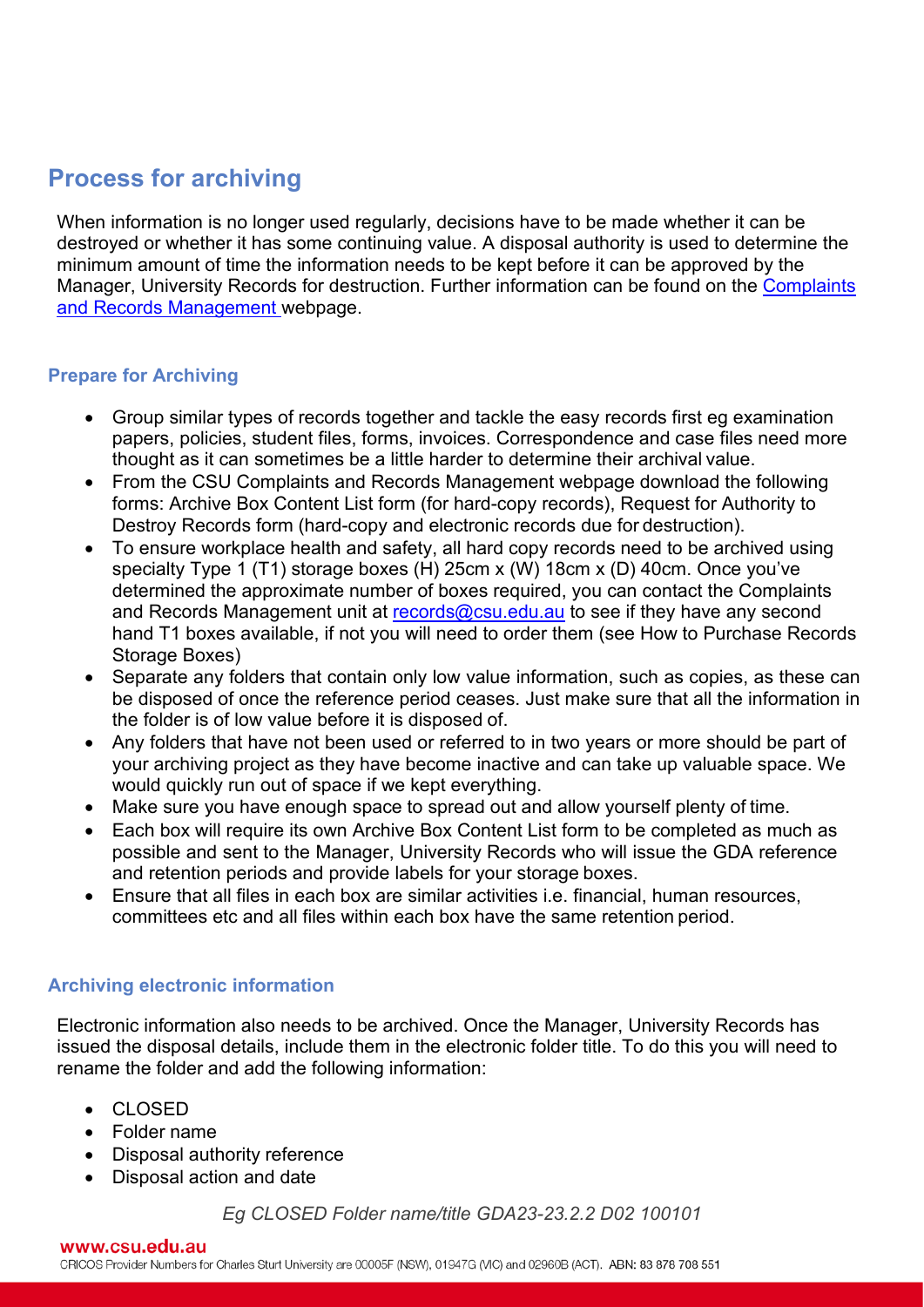## Process for archiving

When information is no longer used regularly, decisions have to be made whether it can be destroyed or whether it has some continuing value. A disposal authority is used to determine the minimum amount of time the information needs to be kept before it can be approved by the Manager, University Records for destruction. Further information can be found on the [Complaints and Records Management](Complaints and Records Management) webpage.

### Prepare for Archiving

- Group similar types of records together and tackle the easy records first eg examination papers, policies, student files, forms, invoices. Correspondence and case files need more thought as it can sometimes be a little harder to determine their archival value.
- From the CSU Complaints and Records Management webpage download the following forms: Archive Box Content List form (for hard-copy records), Request for Authority to Destroy Records form (hard-copy and electronic records due for destruction).
- To ensure workplace health and safety, all hard copy records need to be archived using specialty Type 1 (T1) storage boxes (H) 25cm x (W) 18cm x (D) 40cm. Once you've determined the approximate number of boxes required, you can contact the Complaints and Records Management unit at records@csu.edu.au to see if they have any second hand T1 boxes available, if not you will need to order them (see How to Purchase Records Storage Boxes)
- Separate any folders that contain only low value information, such as copies, as these can be disposed of once the reference period ceases. Just make sure that all the information in the folder is of low value before it is disposed of.
- Any folders that have not been used or referred to in two years or more should be part of your archiving project as they have become inactive and can take up valuable space. We would quickly run out of space if we kept everything.
- Make sure you have enough space to spread out and allow yourself plenty of time.
- Each box will require its own Archive Box Content List form to be completed as much as possible and sent to the Manager, University Records who will issue the GDA reference and retention periods and provide labels for your storage boxes.
- Ensure that all files in each box are similar activities i.e. financial, human resources, committees etc and all files within each box have the same retention period.

### Archiving electronic information

Electronic information also needs to be archived. Once the Manager, University Records has issued the disposal details, include them in the electronic folder title. To do this you will need to rename the folder and add the following information:

- CLOSED
- Folder name
- Disposal authority reference
- Disposal action and date

*Eg CLOSED Folder name/title GDA23-23.2.2 D02 100101*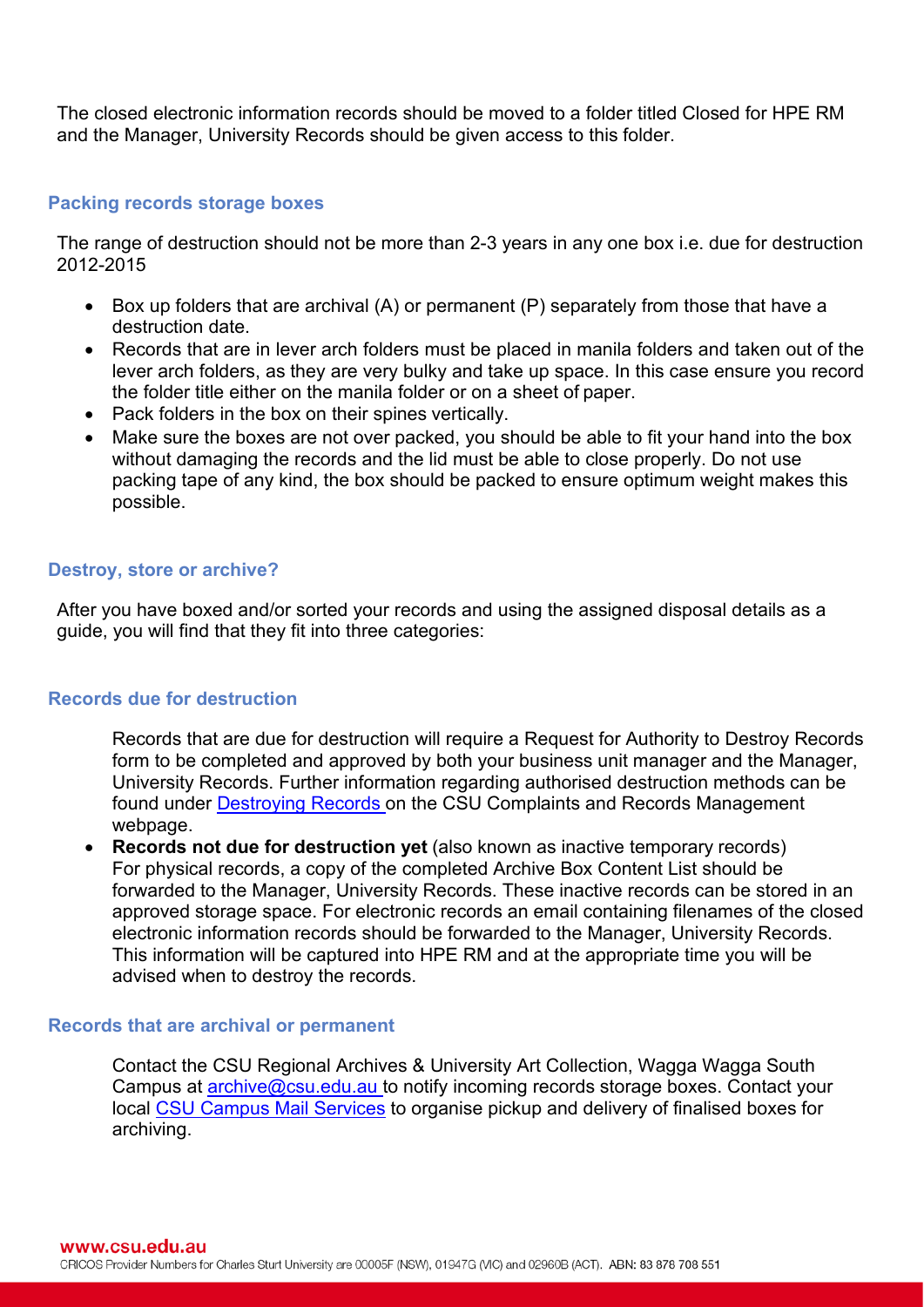The closed electronic information records should be moved to a folder titled Closed for HPE RM and the Manager, University Records should be given access to this folder.

### Packing records storage boxes

The range of destruction should not be more than 2-3 years in any one box i.e. due for destruction 2012-2015

- Box up folders that are archival (A) or permanent (P) separately from those that have a destruction date.
- Records that are in lever arch folders must be placed in manila folders and taken out of the lever arch folders, as they are very bulky and take up space. In this case ensure you record the folder title either on the manila folder or on a sheet of paper.
- Pack folders in the box on their spines vertically.
- Make sure the boxes are not over packed, you should be able to fit your hand into the box without damaging the records and the lid must be able to close properly. Do not use packing tape of any kind, the box should be packed to ensure optimum weight makes this possible.

### Destroy, store or archive?

After you have boxed and/or sorted your records and using the assigned disposal details as a guide, you will find that they fit into three categories:

### Records due for destruction

Records that are due for destruction will require a Request for Authority to Destroy Records form to be completed and approved by both your business unit manager and the Manager, University Records. Further information regarding authorised destruction methods can be found under [Destroying Records](#) on the CSU Complaints and Records Management webpage.

- **Records not due for destruction yet** (also known as inactive temporary records) For physical records, a copy of the completed Archive Box Content List should be forwarded to the Manager, University Records. These inactive records can be stored in an approved storage space. For electronic records an email containing filenames of the closed electronic information records should be forwarded to the Manager, University Records. This information will be captured into HPE RM and at the appropriate time you will be advised when to destroy the records.

### Records that are archival or permanent

Contact the CSU Regional Archives & University Art Collection, Wagga Wagga South Campus at [archive@csu.edu.au](mailto:archive@csu.edu.au) to notify incoming records storage boxes. Contact your local [CSU Campus Mail Services](#) to organise pickup and delivery of finalised boxes for archiving.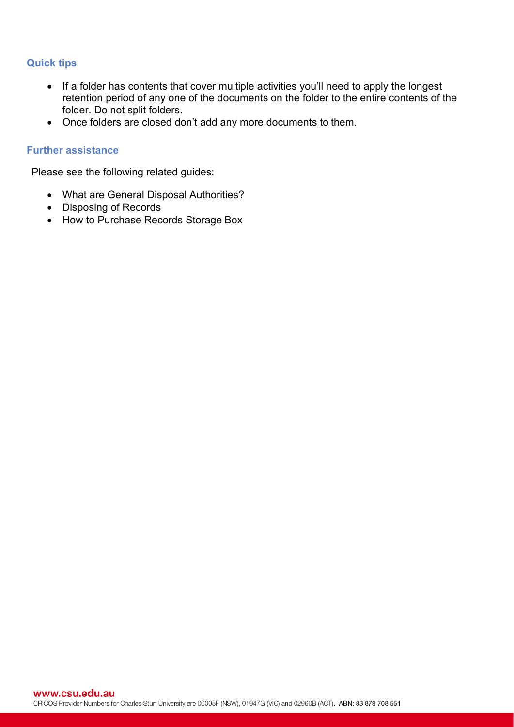## Quick tips

- If a folder has contents that cover multiple activities you'll need to apply the longest retention period of any one of the documents on the folder to the entire contents of the folder. Do not split folders.
- Once folders are closed don't add any more documents to them.

## Further assistance

Please see the following related guides:

- What are General Disposal Authorities?
- Disposing of Records
- How to Purchase Records Storage Box